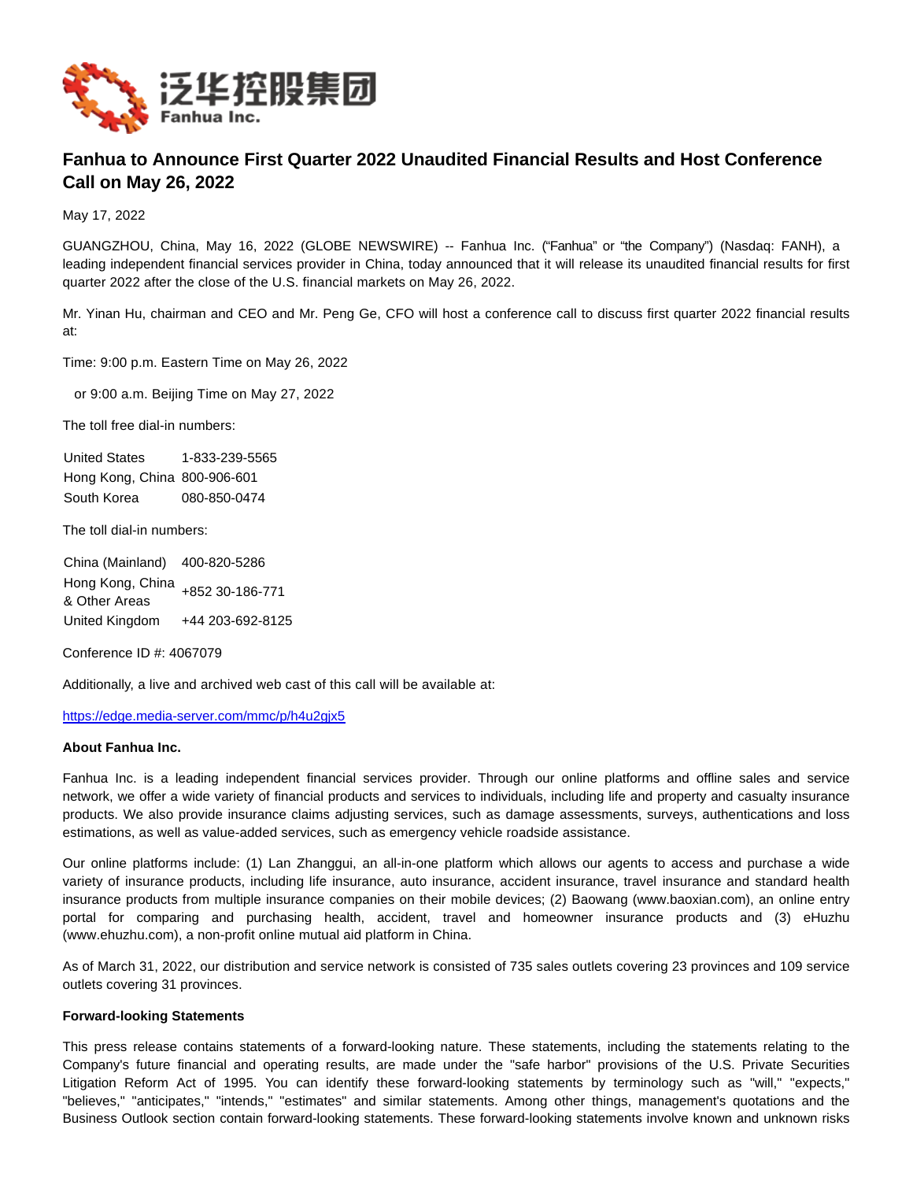泛华控股集团
Fanhua Inc.

# Fanhua to Announce First Quarter 2022 Unaudited Financial Results and Host Conference Call on May 26, 2022

May 17, 2022

GUANGZHOU, China, May 16, 2022 (GLOBE NEWSWIRE) -- Fanhua Inc. ("Fanhua" or "the Company") (Nasdaq: FANH), a leading independent financial services provider in China, today announced that it will release its unaudited financial results for first quarter 2022 after the close of the U.S. financial markets on May 26, 2022.

Mr. Yinan Hu, chairman and CEO and Mr. Peng Ge, CFO will host a conference call to discuss first quarter 2022 financial results at:

Time: 9:00 p.m. Eastern Time on May 26, 2022

or 9:00 a.m. Beijing Time on May 27, 2022

The toll free dial-in numbers:

| | |
|---|---|
| United States | 1-833-239-5565 |
| Hong Kong, China | 800-906-601 |
| South Korea | 080-850-0474 |

The toll dial-in numbers:

| | |
|---|---|
| China (Mainland) | 400-820-5286 |
| Hong Kong, China & Other Areas | +852 30-186-771 |
| United Kingdom | +44 203-692-8125 |

Conference ID #: 4067079

Additionally, a live and archived web cast of this call will be available at:

https://edge.media-server.com/mmc/p/h4u2gjx5

**About Fanhua Inc.**

Fanhua Inc. is a leading independent financial services provider. Through our online platforms and offline sales and service network, we offer a wide variety of financial products and services to individuals, including life and property and casualty insurance products. We also provide insurance claims adjusting services, such as damage assessments, surveys, authentications and loss estimations, as well as value-added services, such as emergency vehicle roadside assistance.

Our online platforms include: (1) Lan Zhanggui, an all-in-one platform which allows our agents to access and purchase a wide variety of insurance products, including life insurance, auto insurance, accident insurance, travel insurance and standard health insurance products from multiple insurance companies on their mobile devices; (2) Baowang (www.baoxian.com), an online entry portal for comparing and purchasing health, accident, travel and homeowner insurance products and (3) eHuzhu (www.ehuzhu.com), a non-profit online mutual aid platform in China.

As of March 31, 2022, our distribution and service network is consisted of 735 sales outlets covering 23 provinces and 109 service outlets covering 31 provinces.

**Forward-looking Statements**

This press release contains statements of a forward-looking nature. These statements, including the statements relating to the Company's future financial and operating results, are made under the "safe harbor" provisions of the U.S. Private Securities Litigation Reform Act of 1995. You can identify these forward-looking statements by terminology such as "will," "expects," "believes," "anticipates," "intends," "estimates" and similar statements. Among other things, management's quotations and the Business Outlook section contain forward-looking statements. These forward-looking statements involve known and unknown risks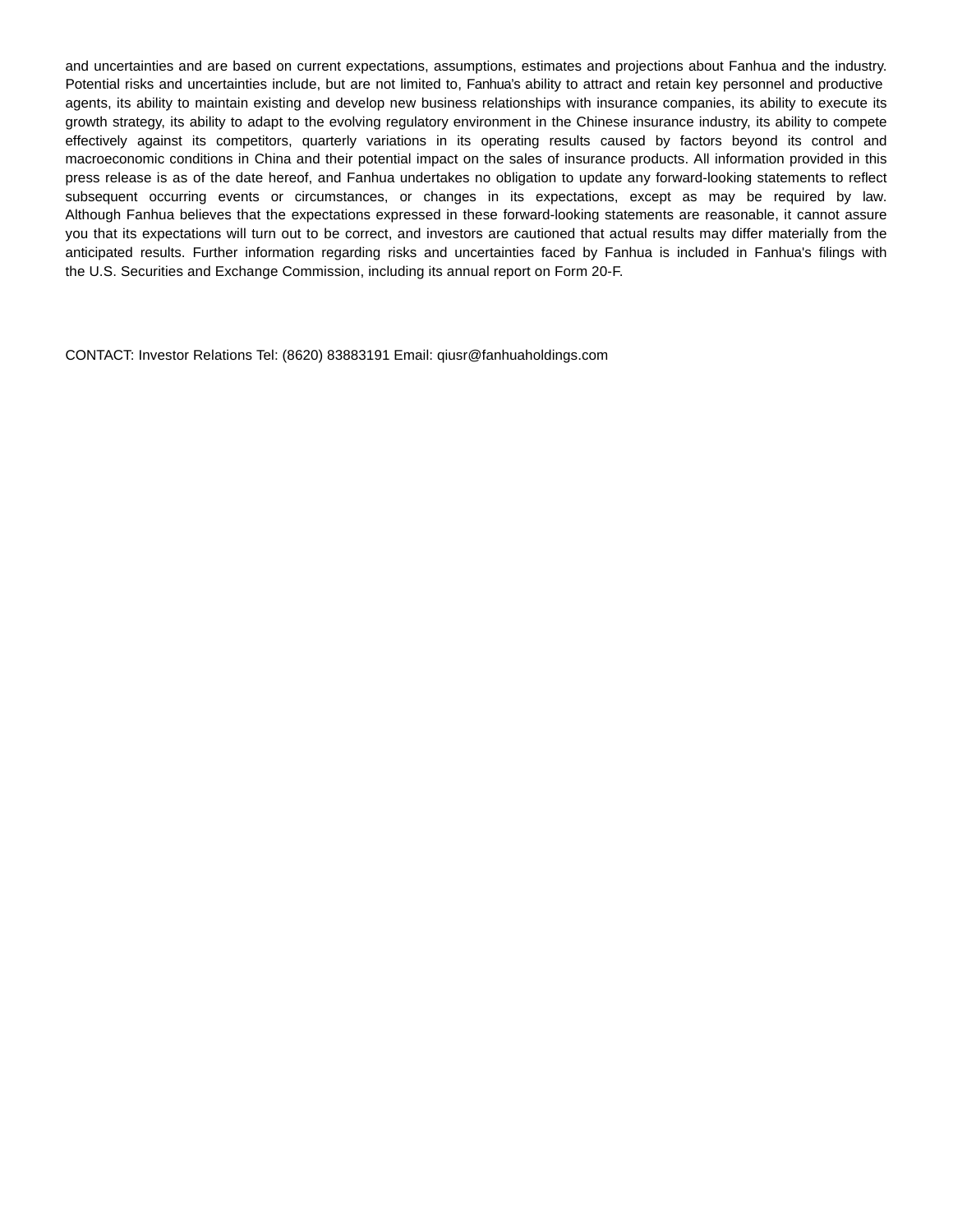and uncertainties and are based on current expectations, assumptions, estimates and projections about Fanhua and the industry. Potential risks and uncertainties include, but are not limited to, Fanhua's ability to attract and retain key personnel and productive agents, its ability to maintain existing and develop new business relationships with insurance companies, its ability to execute its growth strategy, its ability to adapt to the evolving regulatory environment in the Chinese insurance industry, its ability to compete effectively against its competitors, quarterly variations in its operating results caused by factors beyond its control and macroeconomic conditions in China and their potential impact on the sales of insurance products. All information provided in this press release is as of the date hereof, and Fanhua undertakes no obligation to update any forward-looking statements to reflect subsequent occurring events or circumstances, or changes in its expectations, except as may be required by law. Although Fanhua believes that the expectations expressed in these forward-looking statements are reasonable, it cannot assure you that its expectations will turn out to be correct, and investors are cautioned that actual results may differ materially from the anticipated results. Further information regarding risks and uncertainties faced by Fanhua is included in Fanhua's filings with the U.S. Securities and Exchange Commission, including its annual report on Form 20-F.

CONTACT: Investor Relations Tel: (8620) 83883191 Email: qiusr@fanhuaholdings.com